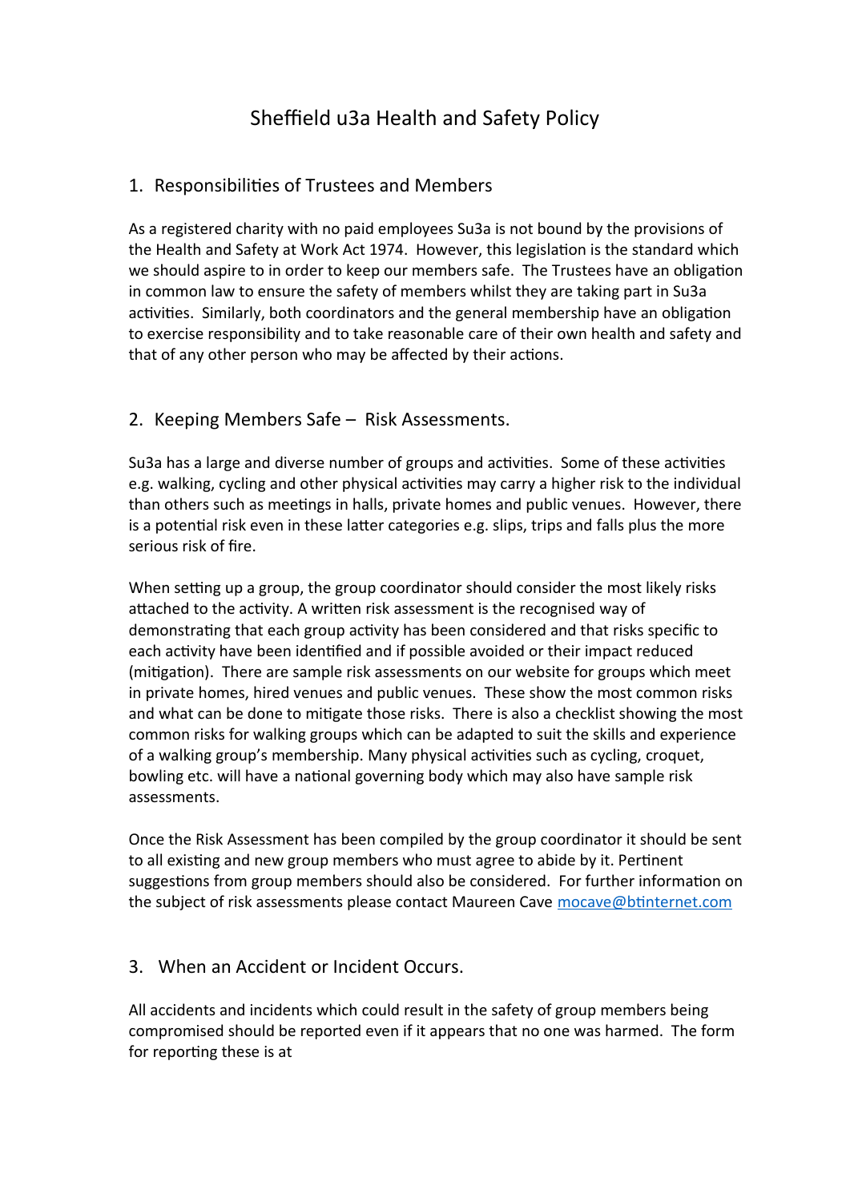# Sheffield u3a Health and Safety Policy

## 1. Responsibilities of Trustees and Members

As a registered charity with no paid employees Su3a is not bound by the provisions of the Health and Safety at Work Act 1974. However, this legislation is the standard which we should aspire to in order to keep our members safe. The Trustees have an obligation in common law to ensure the safety of members whilst they are taking part in Su3a activities. Similarly, both coordinators and the general membership have an obligation to exercise responsibility and to take reasonable care of their own health and safety and that of any other person who may be affected by their actions.

## 2. Keeping Members Safe – Risk Assessments.

Su3a has a large and diverse number of groups and activities. Some of these activities e.g. walking, cycling and other physical activities may carry a higher risk to the individual than others such as meetings in halls, private homes and public venues. However, there is a potential risk even in these latter categories e.g. slips, trips and falls plus the more serious risk of fire.

When setting up a group, the group coordinator should consider the most likely risks attached to the activity. A written risk assessment is the recognised way of demonstrating that each group activity has been considered and that risks specific to each activity have been identified and if possible avoided or their impact reduced (mitigation). There are sample risk assessments on our website for groups which meet in private homes, hired venues and public venues. These show the most common risks and what can be done to mitigate those risks. There is also a checklist showing the most common risks for walking groups which can be adapted to suit the skills and experience of a walking group's membership. Many physical activities such as cycling, croquet, bowling etc. will have a national governing body which may also have sample risk assessments.

Once the Risk Assessment has been compiled by the group coordinator it should be sent to all existing and new group members who must agree to abide by it. Pertinent suggestions from group members should also be considered. For further information on the subject of risk assessments please contact Maureen Cave [mocave@btinternet.com](mailto:mocave@btinternet.com)

## 3. When an Accident or Incident Occurs.

All accidents and incidents which could result in the safety of group members being compromised should be reported even if it appears that no one was harmed. The form for reporting these is at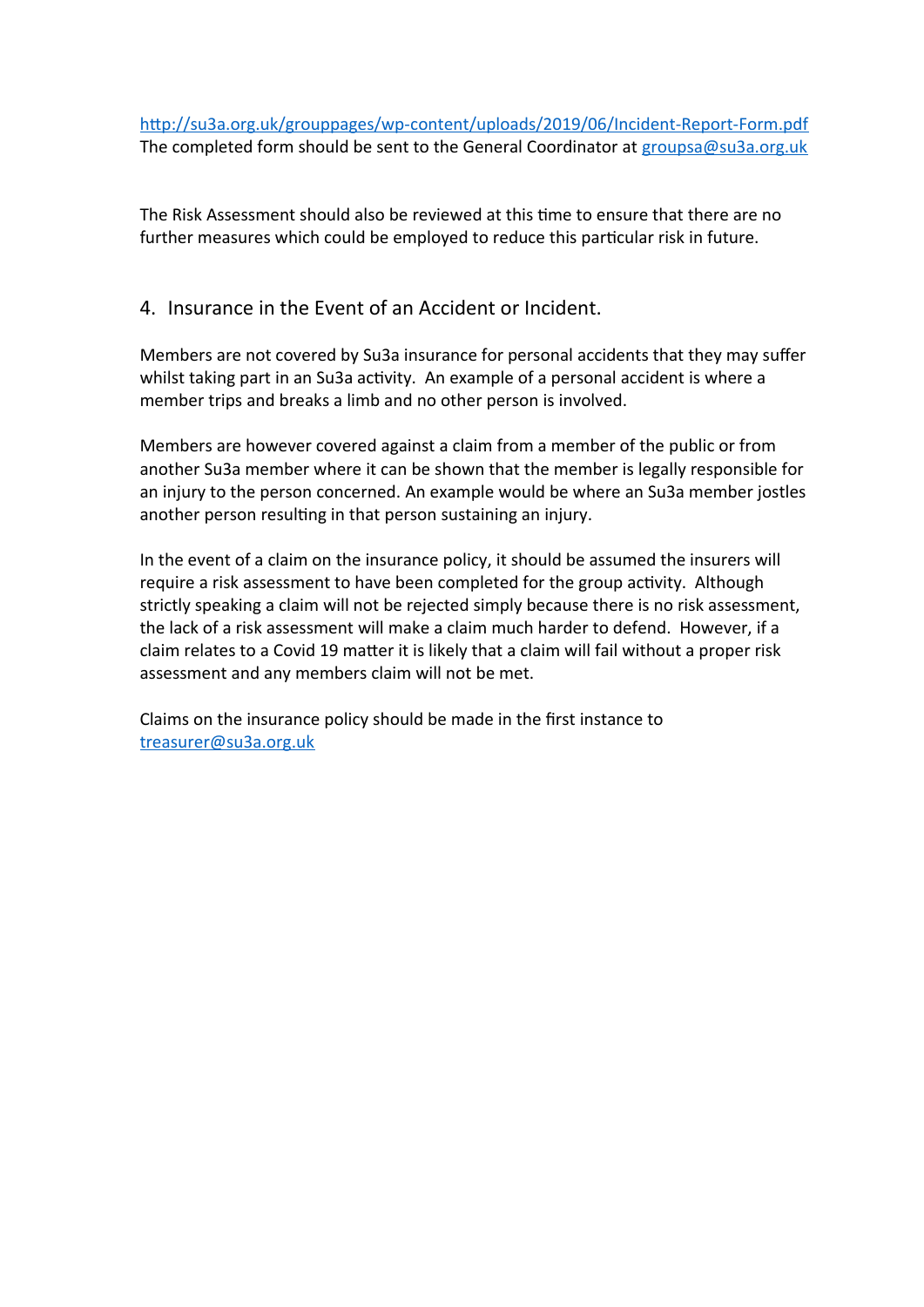http://su3a.org.uk/grouppages/wp-content/uploads/2019/06/Incident-Report-Form.pdf
The completed form should be sent to the General Coordinator at groupsa@su3a.org.uk

The Risk Assessment should also be reviewed at this time to ensure that there are no further measures which could be employed to reduce this particular risk in future.

## 4. Insurance in the Event of an Accident or Incident.

Members are not covered by Su3a insurance for personal accidents that they may suffer whilst taking part in an Su3a activity. An example of a personal accident is where a member trips and breaks a limb and no other person is involved.

Members are however covered against a claim from a member of the public or from another Su3a member where it can be shown that the member is legally responsible for an injury to the person concerned. An example would be where an Su3a member jostles another person resulting in that person sustaining an injury.

In the event of a claim on the insurance policy, it should be assumed the insurers will require a risk assessment to have been completed for the group activity. Although strictly speaking a claim will not be rejected simply because there is no risk assessment, the lack of a risk assessment will make a claim much harder to defend. However, if a claim relates to a Covid 19 matter it is likely that a claim will fail without a proper risk assessment and any members claim will not be met.

Claims on the insurance policy should be made in the first instance to treasurer@su3a.org.uk